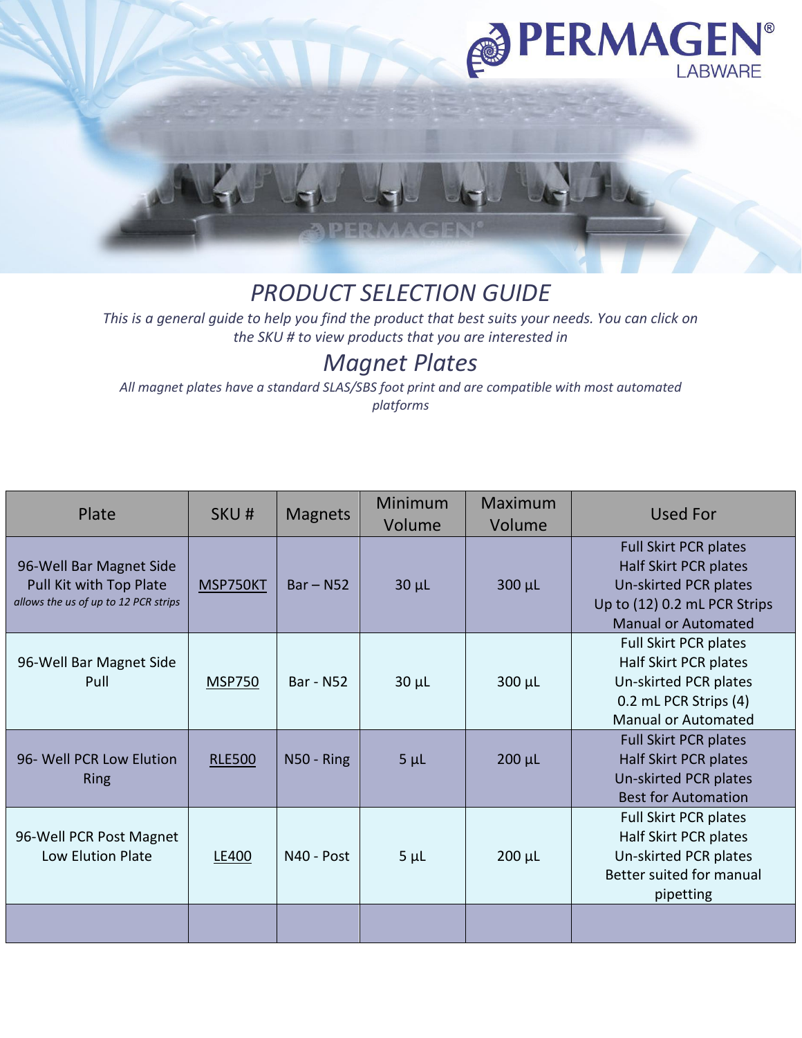PERMAGEN® LABWARE

# *PRODUCT SELECTION GUIDE*

*This is a general guide to help you find the product that best suits your needs. You can click on the SKU # to view products that you are interested in*

## *Magnet Plates*

*All magnet plates have a standard SLAS/SBS foot print and are compatible with most automated platforms*

| Plate | SKU # | Magnets | Minimum Volume | Maximum Volume | Used For |
|---|---|---|---|---|---|
| 96-Well Bar Magnet Side Pull Kit with Top Plate *allows the us of up to 12 PCR strips* | MSP750KT | Bar – N52 | 30 µL | 300 µL | Full Skirt PCR plates<br>Half Skirt PCR plates<br>Un-skirted PCR plates<br>Up to (12) 0.2 mL PCR Strips<br>Manual or Automated |
| 96-Well Bar Magnet Side Pull | MSP750 | Bar - N52 | 30 µL | 300 µL | Full Skirt PCR plates<br>Half Skirt PCR plates<br>Un-skirted PCR plates<br>0.2 mL PCR Strips (4)<br>Manual or Automated |
| 96- Well PCR Low Elution Ring | RLE500 | N50 - Ring | 5 µL | 200 µL | Full Skirt PCR plates<br>Half Skirt PCR plates<br>Un-skirted PCR plates<br>Best for Automation |
| 96-Well PCR Post Magnet Low Elution Plate | LE400 | N40 - Post | 5 µL | 200 µL | Full Skirt PCR plates<br>Half Skirt PCR plates<br>Un-skirted PCR plates<br>Better suited for manual pipetting |
| | | | | | |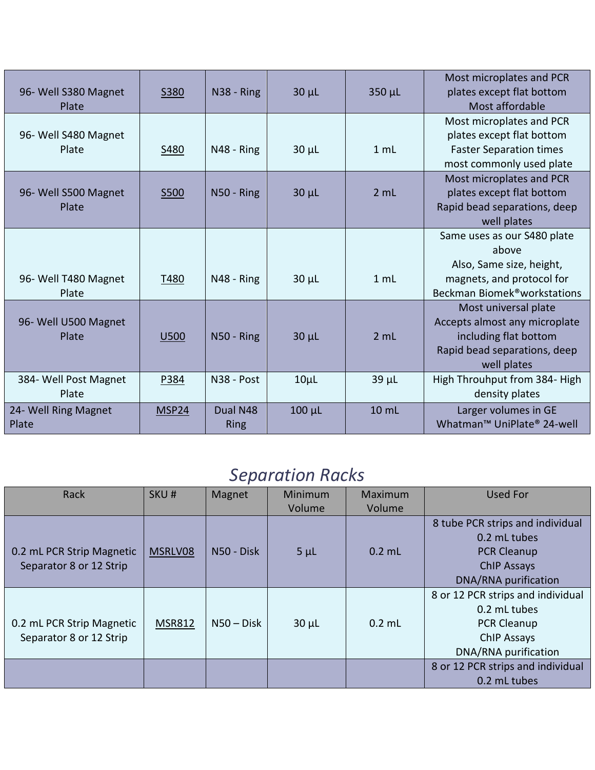| | | | | | |
|---|---|---|---|---|---|
| 96- Well S380 Magnet Plate | S380 | N38 - Ring | 30 µL | 350 µL | Most microplates and PCR plates except flat bottom Most affordable |
| 96- Well S480 Magnet Plate | S480 | N48 - Ring | 30 µL | 1 mL | Most microplates and PCR plates except flat bottom Faster Separation times most commonly used plate |
| 96- Well S500 Magnet Plate | S500 | N50 - Ring | 30 µL | 2 mL | Most microplates and PCR plates except flat bottom Rapid bead separations, deep well plates |
| 96- Well T480 Magnet Plate | T480 | N48 - Ring | 30 µL | 1 mL | Same uses as our S480 plate above Also, Same size, height, magnets, and protocol for Beckman Biomek®workstations |
| 96- Well U500 Magnet Plate | U500 | N50 - Ring | 30 µL | 2 mL | Most universal plate Accepts almost any microplate including flat bottom Rapid bead separations, deep well plates |
| 384- Well Post Magnet Plate | P384 | N38 - Post | 10µL | 39 µL | High Throuhput from 384- High density plates |
| 24- Well Ring Magnet Plate | MSP24 | Dual N48 Ring | 100 µL | 10 mL | Larger volumes in GE Whatman™ UniPlate® 24-well |

## *Separation Racks*

| Rack | SKU # | Magnet | Minimum Volume | Maximum Volume | Used For |
|---|---|---|---|---|---|
| 0.2 mL PCR Strip Magnetic Separator 8 or 12 Strip | MSRLV08 | N50 - Disk | 5 µL | 0.2 mL | 8 tube PCR strips and individual 0.2 mL tubes PCR Cleanup ChIP Assays DNA/RNA purification |
| 0.2 mL PCR Strip Magnetic Separator 8 or 12 Strip | MSR812 | N50 – Disk | 30 µL | 0.2 mL | 8 or 12 PCR strips and individual 0.2 mL tubes PCR Cleanup ChIP Assays DNA/RNA purification |
| | | | | | 8 or 12 PCR strips and individual 0.2 mL tubes |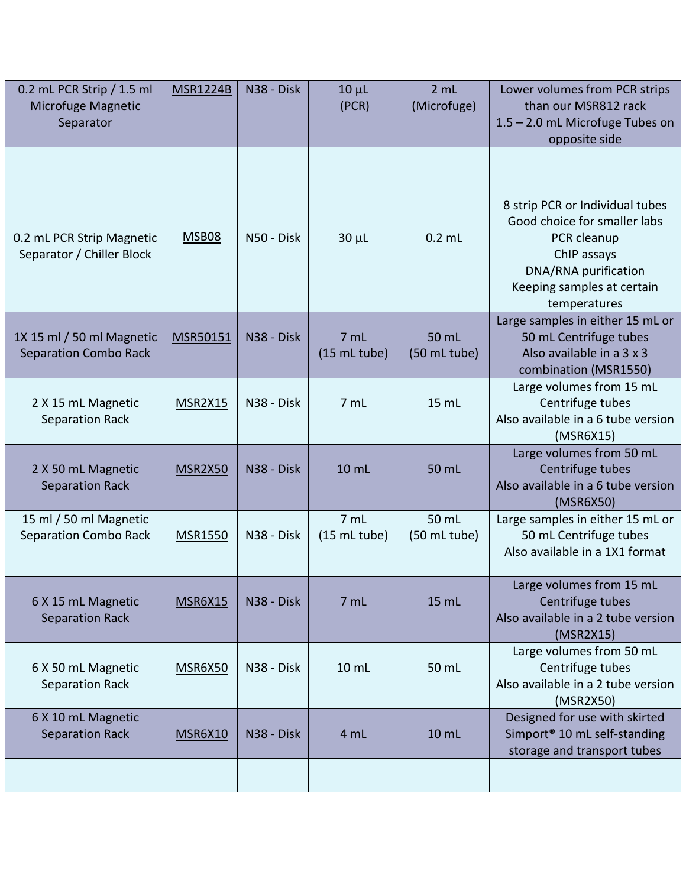| 0.2 mL PCR Strip / 1.5 ml Microfuge Magnetic Separator | MSR1224B | N38 - Disk | 10 µL (PCR) | 2 mL (Microfuge) | Lower volumes from PCR strips than our MSR812 rack 1.5 – 2.0 mL Microfuge Tubes on opposite side |
|---|---|---|---|---|---|
| 0.2 mL PCR Strip Magnetic Separator / Chiller Block | MSB08 | N50 - Disk | 30 µL | 0.2 mL | 8 strip PCR or Individual tubes Good choice for smaller labs PCR cleanup ChIP assays DNA/RNA purification Keeping samples at certain temperatures |
| 1X 15 ml / 50 ml Magnetic Separation Combo Rack | MSR50151 | N38 - Disk | 7 mL (15 mL tube) | 50 mL (50 mL tube) | Large samples in either 15 mL or 50 mL Centrifuge tubes Also available in a 3 x 3 combination (MSR1550) |
| 2 X 15 mL Magnetic Separation Rack | MSR2X15 | N38 - Disk | 7 mL | 15 mL | Large volumes from 15 mL Centrifuge tubes Also available in a 6 tube version (MSR6X15) |
| 2 X 50 mL Magnetic Separation Rack | MSR2X50 | N38 - Disk | 10 mL | 50 mL | Large volumes from 50 mL Centrifuge tubes Also available in a 6 tube version (MSR6X50) |
| 15 ml / 50 ml Magnetic Separation Combo Rack | MSR1550 | N38 - Disk | 7 mL (15 mL tube) | 50 mL (50 mL tube) | Large samples in either 15 mL or 50 mL Centrifuge tubes Also available in a 1X1 format |
| 6 X 15 mL Magnetic Separation Rack | MSR6X15 | N38 - Disk | 7 mL | 15 mL | Large volumes from 15 mL Centrifuge tubes Also available in a 2 tube version (MSR2X15) |
| 6 X 50 mL Magnetic Separation Rack | MSR6X50 | N38 - Disk | 10 mL | 50 mL | Large volumes from 50 mL Centrifuge tubes Also available in a 2 tube version (MSR2X50) |
| 6 X 10 mL Magnetic Separation Rack | MSR6X10 | N38 - Disk | 4 mL | 10 mL | Designed for use with skirted Simport® 10 mL self-standing storage and transport tubes |
| | | | | | |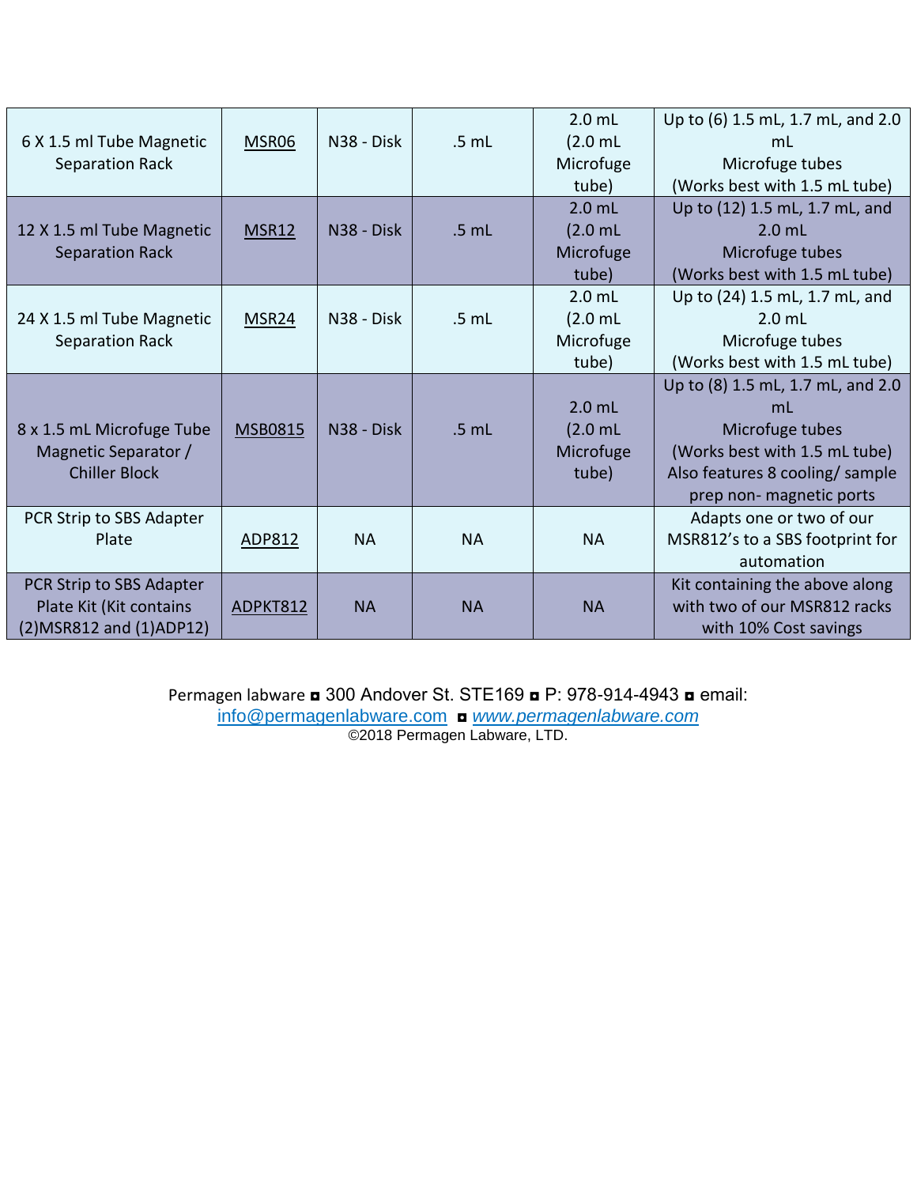| | | | | | |
|---|---|---|---|---|---|
| 6 X 1.5 ml Tube Magnetic Separation Rack | MSR06 | N38 - Disk | .5 mL | 2.0 mL (2.0 mL Microfuge tube) | Up to (6) 1.5 mL, 1.7 mL, and 2.0 mL Microfuge tubes (Works best with 1.5 mL tube) |
| 12 X 1.5 ml Tube Magnetic Separation Rack | MSR12 | N38 - Disk | .5 mL | 2.0 mL (2.0 mL Microfuge tube) | Up to (12) 1.5 mL, 1.7 mL, and 2.0 mL Microfuge tubes (Works best with 1.5 mL tube) |
| 24 X 1.5 ml Tube Magnetic Separation Rack | MSR24 | N38 - Disk | .5 mL | 2.0 mL (2.0 mL Microfuge tube) | Up to (24) 1.5 mL, 1.7 mL, and 2.0 mL Microfuge tubes (Works best with 1.5 mL tube) |
| 8 x 1.5 mL Microfuge Tube Magnetic Separator / Chiller Block | MSB0815 | N38 - Disk | .5 mL | 2.0 mL (2.0 mL Microfuge tube) | Up to (8) 1.5 mL, 1.7 mL, and 2.0 mL Microfuge tubes (Works best with 1.5 mL tube) Also features 8 cooling/ sample prep non- magnetic ports |
| PCR Strip to SBS Adapter Plate | ADP812 | NA | NA | NA | Adapts one or two of our MSR812's to a SBS footprint for automation |
| PCR Strip to SBS Adapter Plate Kit (Kit contains (2)MSR812 and (1)ADP12) | ADPKT812 | NA | NA | NA | Kit containing the above along with two of our MSR812 racks with 10% Cost savings |

Permagen labware ◘ 300 Andover St. STE169 ◘ P: 978-914-4943 ◘ email: info@permagenlabware.com ◘ *www.permagenlabware.com*

©2018 Permagen Labware, LTD.